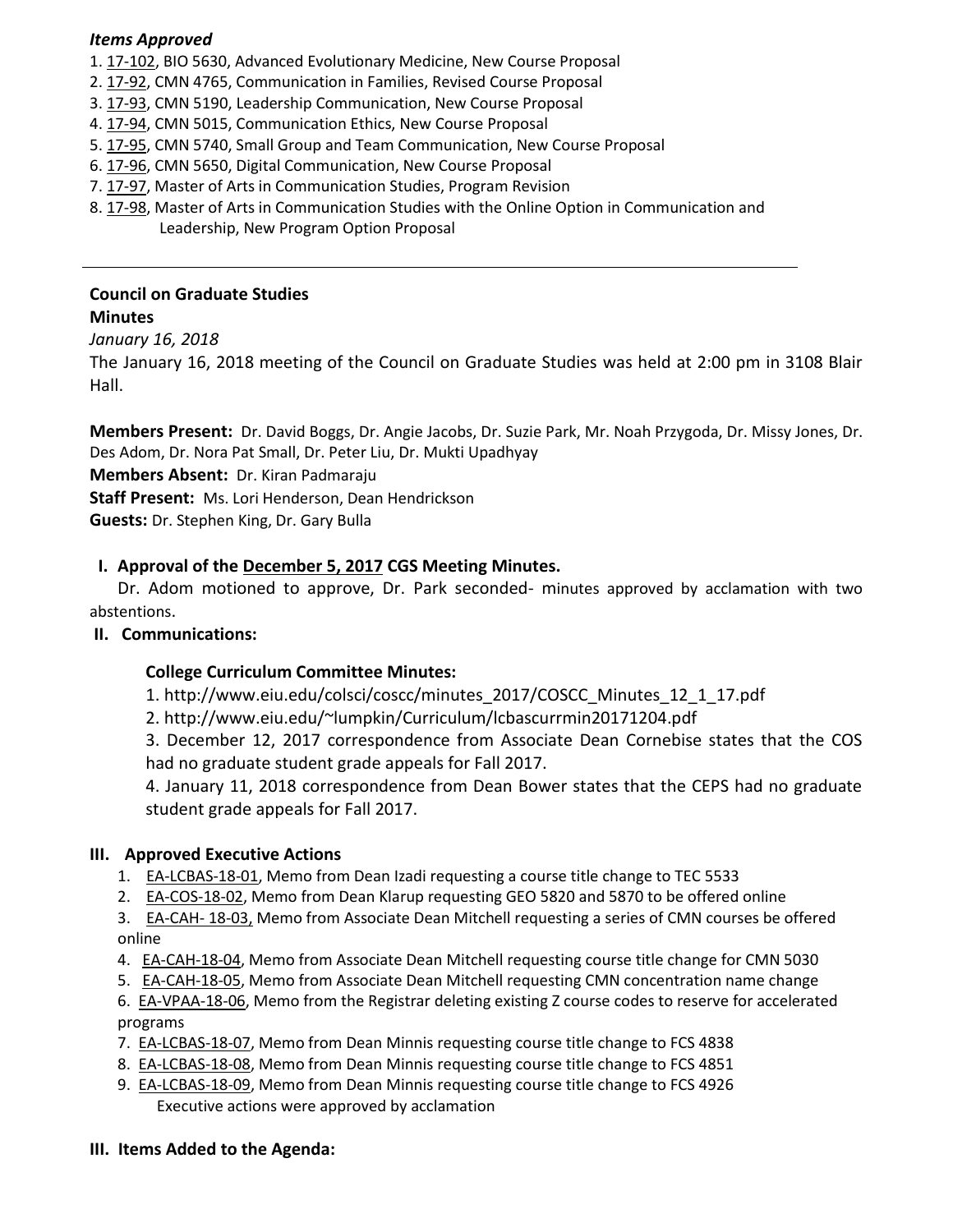***Items Approved***

1. 17-102, BIO 5630, Advanced Evolutionary Medicine, New Course Proposal
2. 17-92, CMN 4765, Communication in Families, Revised Course Proposal
3. 17-93, CMN 5190, Leadership Communication, New Course Proposal
4. 17-94, CMN 5015, Communication Ethics, New Course Proposal
5. 17-95, CMN 5740, Small Group and Team Communication, New Course Proposal
6. 17-96, CMN 5650, Digital Communication, New Course Proposal
7. 17-97, Master of Arts in Communication Studies, Program Revision
8. 17-98, Master of Arts in Communication Studies with the Online Option in Communication and Leadership, New Program Option Proposal

---

**Council on Graduate Studies**

**Minutes**

*January 16, 2018*

The January 16, 2018 meeting of the Council on Graduate Studies was held at 2:00 pm in 3108 Blair Hall.

**Members Present:** Dr. David Boggs, Dr. Angie Jacobs, Dr. Suzie Park, Mr. Noah Przygoda, Dr. Missy Jones, Dr. Des Adom, Dr. Nora Pat Small, Dr. Peter Liu, Dr. Mukti Upadhyay

**Members Absent:** Dr. Kiran Padmaraju

**Staff Present:** Ms. Lori Henderson, Dean Hendrickson

**Guests:** Dr. Stephen King, Dr. Gary Bulla

## I. Approval of the December 5, 2017 CGS Meeting Minutes.

Dr. Adom motioned to approve, Dr. Park seconded- minutes approved by acclamation with two abstentions.

## II. Communications:

**College Curriculum Committee Minutes:**

1. http://www.eiu.edu/colsci/coscc/minutes_2017/COSCC_Minutes_12_1_17.pdf
2. http://www.eiu.edu/~lumpkin/Curriculum/lcbascurrmin20171204.pdf
3. December 12, 2017 correspondence from Associate Dean Cornebise states that the COS had no graduate student grade appeals for Fall 2017.
4. January 11, 2018 correspondence from Dean Bower states that the CEPS had no graduate student grade appeals for Fall 2017.

## III. Approved Executive Actions

1. EA-LCBAS-18-01, Memo from Dean Izadi requesting a course title change to TEC 5533
2. EA-COS-18-02, Memo from Dean Klarup requesting GEO 5820 and 5870 to be offered online
3. EA-CAH- 18-03, Memo from Associate Dean Mitchell requesting a series of CMN courses be offered online
4. EA-CAH-18-04, Memo from Associate Dean Mitchell requesting course title change for CMN 5030
5. EA-CAH-18-05, Memo from Associate Dean Mitchell requesting CMN concentration name change
6. EA-VPAA-18-06, Memo from the Registrar deleting existing Z course codes to reserve for accelerated programs
7. EA-LCBAS-18-07, Memo from Dean Minnis requesting course title change to FCS 4838
8. EA-LCBAS-18-08, Memo from Dean Minnis requesting course title change to FCS 4851
9. EA-LCBAS-18-09, Memo from Dean Minnis requesting course title change to FCS 4926

   Executive actions were approved by acclamation

## III. Items Added to the Agenda: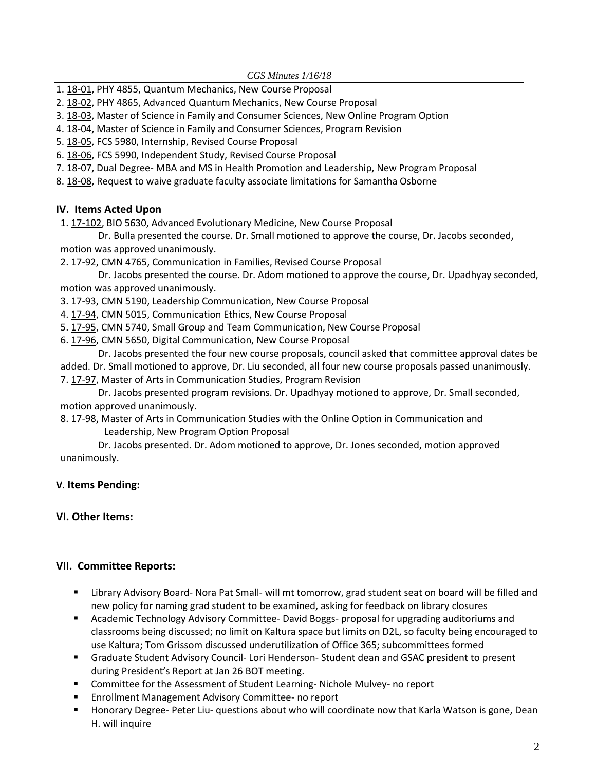1. 18-01, PHY 4855, Quantum Mechanics, New Course Proposal
2. 18-02, PHY 4865, Advanced Quantum Mechanics, New Course Proposal
3. 18-03, Master of Science in Family and Consumer Sciences, New Online Program Option
4. 18-04, Master of Science in Family and Consumer Sciences, Program Revision
5. 18-05, FCS 5980, Internship, Revised Course Proposal
6. 18-06, FCS 5990, Independent Study, Revised Course Proposal
7. 18-07, Dual Degree- MBA and MS in Health Promotion and Leadership, New Program Proposal
8. 18-08, Request to waive graduate faculty associate limitations for Samantha Osborne

## IV. Items Acted Upon

1. 17-102, BIO 5630, Advanced Evolutionary Medicine, New Course Proposal

   Dr. Bulla presented the course. Dr. Small motioned to approve the course, Dr. Jacobs seconded, motion was approved unanimously.

2. 17-92, CMN 4765, Communication in Families, Revised Course Proposal

   Dr. Jacobs presented the course. Dr. Adom motioned to approve the course, Dr. Upadhyay seconded, motion was approved unanimously.

3. 17-93, CMN 5190, Leadership Communication, New Course Proposal
4. 17-94, CMN 5015, Communication Ethics, New Course Proposal
5. 17-95, CMN 5740, Small Group and Team Communication, New Course Proposal
6. 17-96, CMN 5650, Digital Communication, New Course Proposal

   Dr. Jacobs presented the four new course proposals, council asked that committee approval dates be added. Dr. Small motioned to approve, Dr. Liu seconded, all four new course proposals passed unanimously.

7. 17-97, Master of Arts in Communication Studies, Program Revision

   Dr. Jacobs presented program revisions. Dr. Upadhyay motioned to approve, Dr. Small seconded, motion approved unanimously.

8. 17-98, Master of Arts in Communication Studies with the Online Option in Communication and Leadership, New Program Option Proposal

   Dr. Jacobs presented. Dr. Adom motioned to approve, Dr. Jones seconded, motion approved unanimously.

## V. Items Pending:

## VI. Other Items:

## VII. Committee Reports:

- Library Advisory Board- Nora Pat Small- will mt tomorrow, grad student seat on board will be filled and new policy for naming grad student to be examined, asking for feedback on library closures
- Academic Technology Advisory Committee- David Boggs- proposal for upgrading auditoriums and classrooms being discussed; no limit on Kaltura space but limits on D2L, so faculty being encouraged to use Kaltura; Tom Grissom discussed underutilization of Office 365; subcommittees formed
- Graduate Student Advisory Council- Lori Henderson- Student dean and GSAC president to present during President's Report at Jan 26 BOT meeting.
- Committee for the Assessment of Student Learning- Nichole Mulvey- no report
- Enrollment Management Advisory Committee- no report
- Honorary Degree- Peter Liu- questions about who will coordinate now that Karla Watson is gone, Dean H. will inquire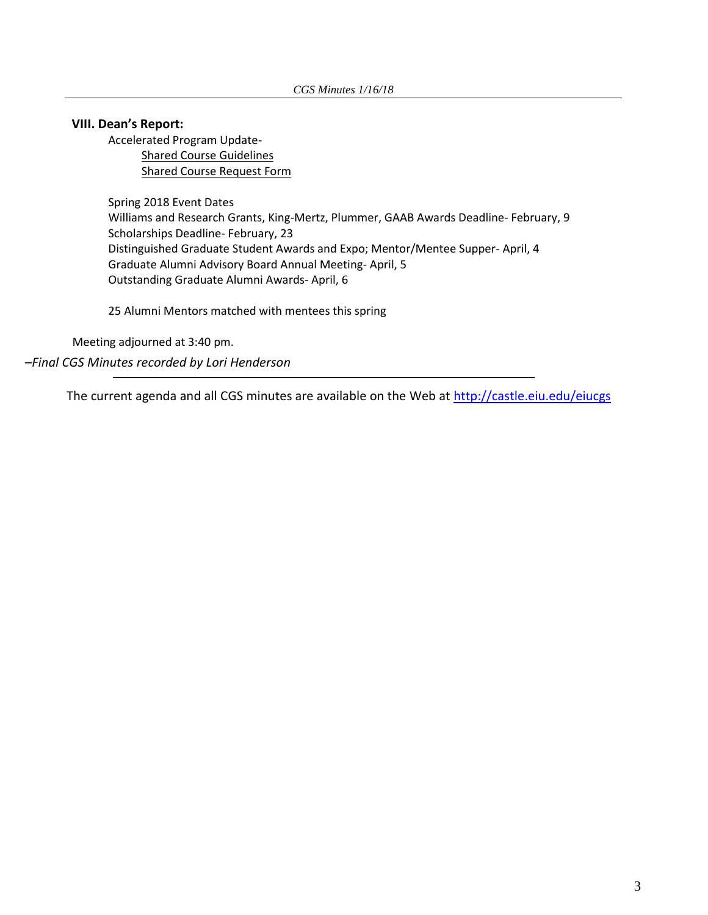**VIII. Dean's Report:**

Accelerated Program Update-

Shared Course Guidelines

Shared Course Request Form

Spring 2018 Event Dates

Williams and Research Grants, King-Mertz, Plummer, GAAB Awards Deadline- February, 9

Scholarships Deadline- February, 23

Distinguished Graduate Student Awards and Expo; Mentor/Mentee Supper- April, 4

Graduate Alumni Advisory Board Annual Meeting- April, 5

Outstanding Graduate Alumni Awards- April, 6

25 Alumni Mentors matched with mentees this spring

Meeting adjourned at 3:40 pm.

*–Final CGS Minutes recorded by Lori Henderson*

---

The current agenda and all CGS minutes are available on the Web at [http://castle.eiu.edu/eiucgs](http://castle.eiu.edu/eiucgs)